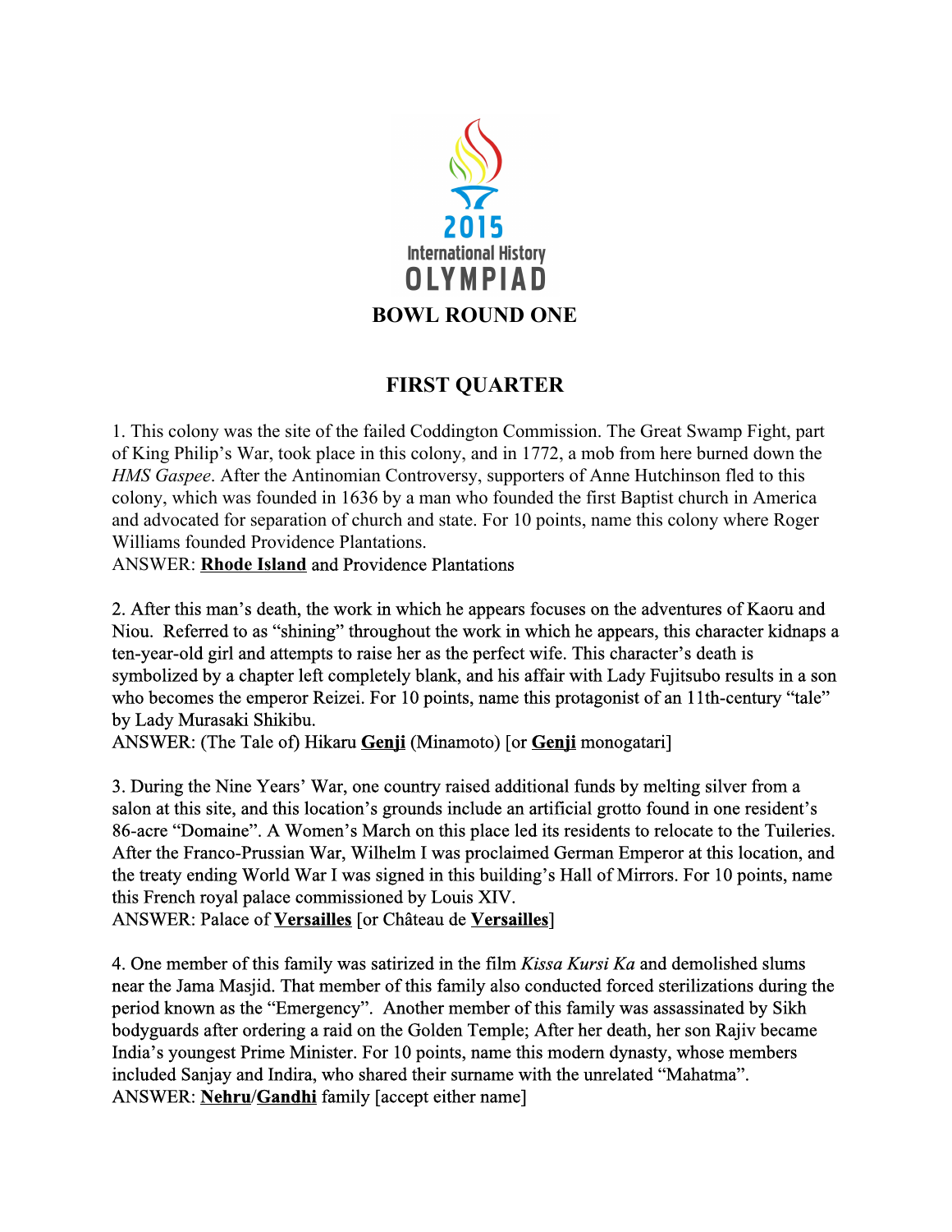# BOWL ROUND ONE

## FIRST QUARTER

1. This colony was the site of the failed Coddington Commission. The Great Swamp Fight, part of King Philip's War, took place in this colony, and in 1772, a mob from here burned down the *HMS Gaspee*. After the Antinomian Controversy, supporters of Anne Hutchinson fled to this colony, which was founded in 1636 by a man who founded the first Baptist church in America and advocated for separation of church and state. For 10 points, name this colony where Roger Williams founded Providence Plantations.
ANSWER: **<u>Rhode Island</u>** and Providence Plantations

2. After this man's death, the work in which he appears focuses on the adventures of Kaoru and Niou. Referred to as "shining" throughout the work in which he appears, this character kidnaps a ten-year-old girl and attempts to raise her as the perfect wife. This character's death is symbolized by a chapter left completely blank, and his affair with Lady Fujitsubo results in a son who becomes the emperor Reizei. For 10 points, name this protagonist of an 11th-century "tale" by Lady Murasaki Shikibu.
ANSWER: (The Tale of) Hikaru **<u>Genji</u>** (Minamoto) [or **<u>Genji</u>** monogatari]

3. During the Nine Years' War, one country raised additional funds by melting silver from a salon at this site, and this location's grounds include an artificial grotto found in one resident's 86-acre "Domaine". A Women's March on this place led its residents to relocate to the Tuileries. After the Franco-Prussian War, Wilhelm I was proclaimed German Emperor at this location, and the treaty ending World War I was signed in this building's Hall of Mirrors. For 10 points, name this French royal palace commissioned by Louis XIV.
ANSWER: Palace of **<u>Versailles</u>** [or Château de **<u>Versailles</u>**]

4. One member of this family was satirized in the film *Kissa Kursi Ka* and demolished slums near the Jama Masjid. That member of this family also conducted forced sterilizations during the period known as the "Emergency". Another member of this family was assassinated by Sikh bodyguards after ordering a raid on the Golden Temple; After her death, her son Rajiv became India's youngest Prime Minister. For 10 points, name this modern dynasty, whose members included Sanjay and Indira, who shared their surname with the unrelated "Mahatma".
ANSWER: **<u>Nehru</u>**/**<u>Gandhi</u>** family [accept either name]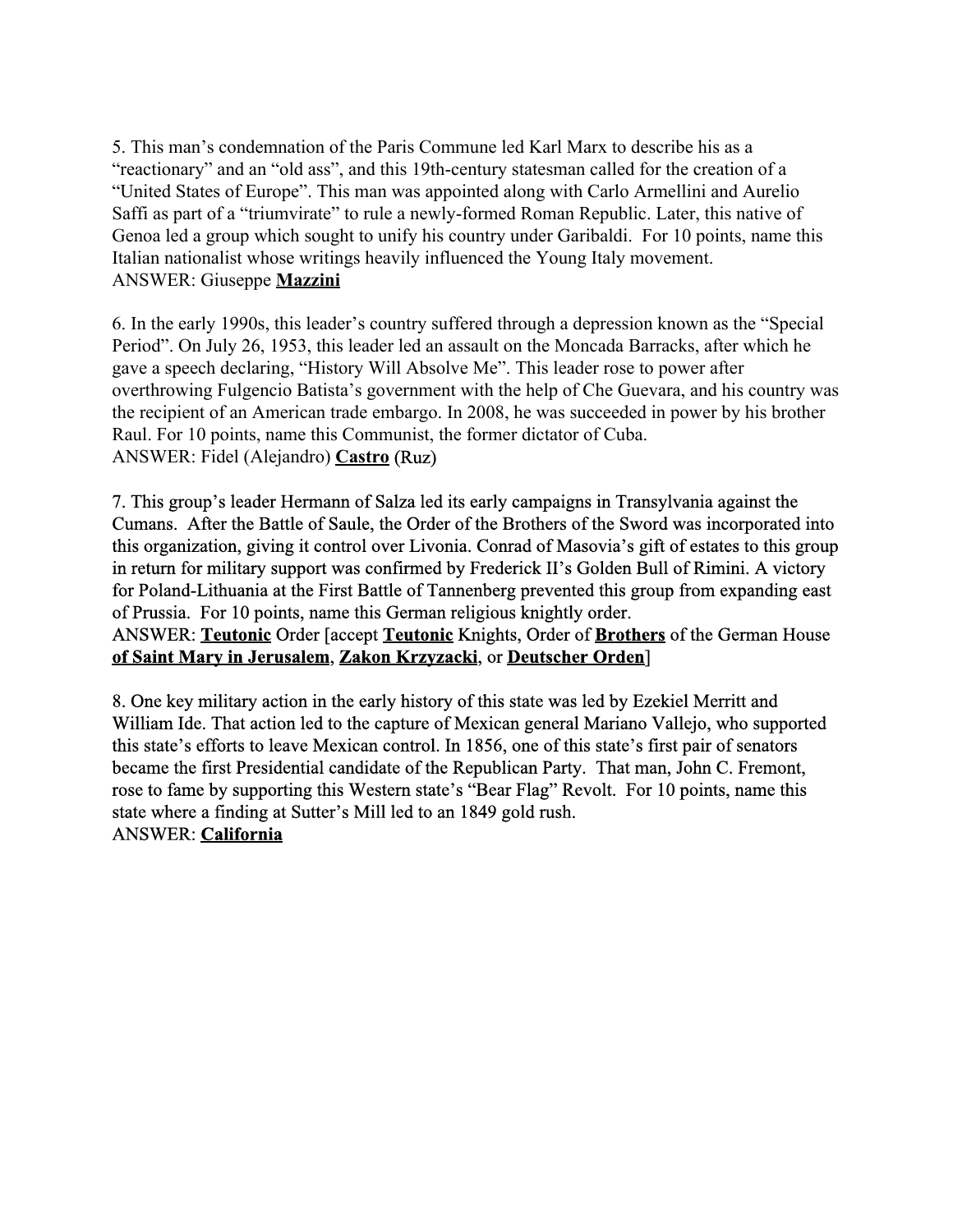5. This man's condemnation of the Paris Commune led Karl Marx to describe his as a "reactionary" and an "old ass", and this 19th-century statesman called for the creation of a "United States of Europe". This man was appointed along with Carlo Armellini and Aurelio Saffi as part of a "triumvirate" to rule a newly-formed Roman Republic. Later, this native of Genoa led a group which sought to unify his country under Garibaldi. For 10 points, name this Italian nationalist whose writings heavily influenced the Young Italy movement.
ANSWER: Giuseppe **Mazzini**

6. In the early 1990s, this leader's country suffered through a depression known as the "Special Period". On July 26, 1953, this leader led an assault on the Moncada Barracks, after which he gave a speech declaring, "History Will Absolve Me". This leader rose to power after overthrowing Fulgencio Batista's government with the help of Che Guevara, and his country was the recipient of an American trade embargo. In 2008, he was succeeded in power by his brother Raul. For 10 points, name this Communist, the former dictator of Cuba.
ANSWER: Fidel (Alejandro) **Castro** (Ruz)

7. This group's leader Hermann of Salza led its early campaigns in Transylvania against the Cumans. After the Battle of Saule, the Order of the Brothers of the Sword was incorporated into this organization, giving it control over Livonia. Conrad of Masovia's gift of estates to this group in return for military support was confirmed by Frederick II's Golden Bull of Rimini. A victory for Poland-Lithuania at the First Battle of Tannenberg prevented this group from expanding east of Prussia. For 10 points, name this German religious knightly order.
ANSWER: **Teutonic** Order [accept **Teutonic** Knights, Order of **Brothers** of the German House **of Saint Mary in Jerusalem**, **Zakon Krzyzacki**, or **Deutscher Orden**]

8. One key military action in the early history of this state was led by Ezekiel Merritt and William Ide. That action led to the capture of Mexican general Mariano Vallejo, who supported this state's efforts to leave Mexican control. In 1856, one of this state's first pair of senators became the first Presidential candidate of the Republican Party. That man, John C. Fremont, rose to fame by supporting this Western state's "Bear Flag" Revolt. For 10 points, name this state where a finding at Sutter's Mill led to an 1849 gold rush.
ANSWER: **California**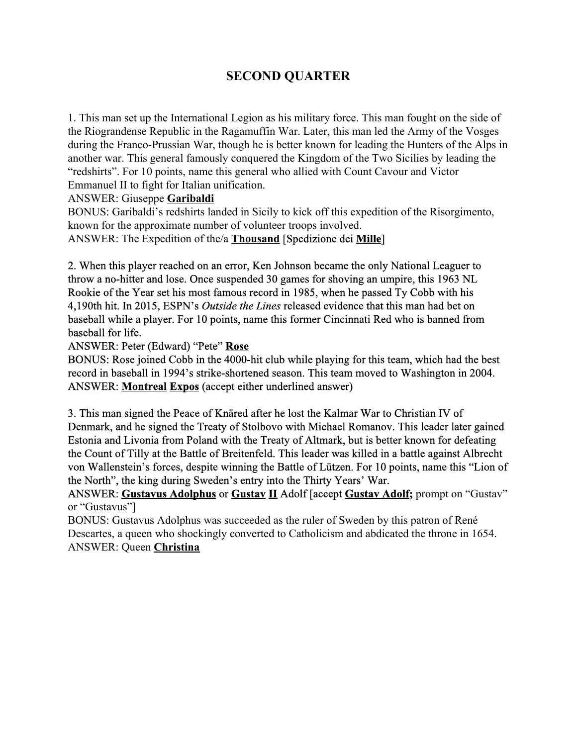# SECOND QUARTER

1. This man set up the International Legion as his military force. This man fought on the side of the Riograndense Republic in the Ragamuffin War. Later, this man led the Army of the Vosges during the Franco-Prussian War, though he is better known for leading the Hunters of the Alps in another war. This general famously conquered the Kingdom of the Two Sicilies by leading the "redshirts". For 10 points, name this general who allied with Count Cavour and Victor Emmanuel II to fight for Italian unification.
ANSWER: Giuseppe **Garibaldi**
BONUS: Garibaldi's redshirts landed in Sicily to kick off this expedition of the Risorgimento, known for the approximate number of volunteer troops involved.
ANSWER: The Expedition of the/a **Thousand** [Spedizione dei **Mille**]

2. When this player reached on an error, Ken Johnson became the only National Leaguer to throw a no-hitter and lose. Once suspended 30 games for shoving an umpire, this 1963 NL Rookie of the Year set his most famous record in 1985, when he passed Ty Cobb with his 4,190th hit. In 2015, ESPN's *Outside the Lines* released evidence that this man had bet on baseball while a player. For 10 points, name this former Cincinnati Red who is banned from baseball for life.
ANSWER: Peter (Edward) "Pete" **Rose**
BONUS: Rose joined Cobb in the 4000-hit club while playing for this team, which had the best record in baseball in 1994's strike-shortened season. This team moved to Washington in 2004.
ANSWER: **Montreal** **Expos** (accept either underlined answer)

3. This man signed the Peace of Knäred after he lost the Kalmar War to Christian IV of Denmark, and he signed the Treaty of Stolbovo with Michael Romanov. This leader later gained Estonia and Livonia from Poland with the Treaty of Altmark, but is better known for defeating the Count of Tilly at the Battle of Breitenfeld. This leader was killed in a battle against Albrecht von Wallenstein's forces, despite winning the Battle of Lützen. For 10 points, name this "Lion of the North", the king during Sweden's entry into the Thirty Years' War.
ANSWER: **Gustavus Adolphus** or **Gustav** **II** Adolf [accept **Gustav Adolf**; prompt on "Gustav" or "Gustavus"]
BONUS: Gustavus Adolphus was succeeded as the ruler of Sweden by this patron of René Descartes, a queen who shockingly converted to Catholicism and abdicated the throne in 1654.
ANSWER: Queen **Christina**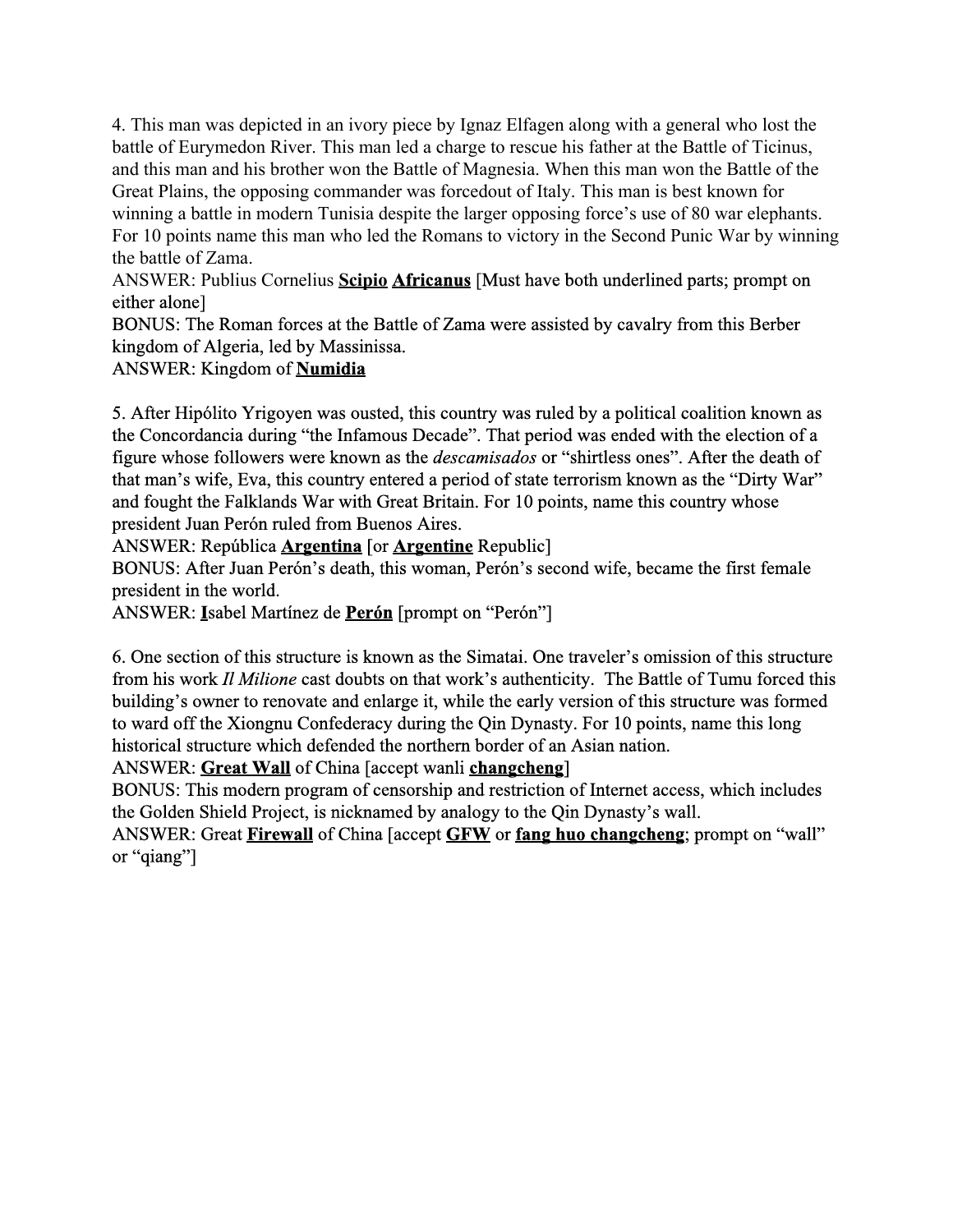4. This man was depicted in an ivory piece by Ignaz Elfagen along with a general who lost the battle of Eurymedon River. This man led a charge to rescue his father at the Battle of Ticinus, and this man and his brother won the Battle of Magnesia. When this man won the Battle of the Great Plains, the opposing commander was forcedout of Italy. This man is best known for winning a battle in modern Tunisia despite the larger opposing force's use of 80 war elephants. For 10 points name this man who led the Romans to victory in the Second Punic War by winning the battle of Zama.

ANSWER: Publius Cornelius **Scipio** **Africanus** [Must have both underlined parts; prompt on either alone]

BONUS: The Roman forces at the Battle of Zama were assisted by cavalry from this Berber kingdom of Algeria, led by Massinissa.

ANSWER: Kingdom of **Numidia**

5. After Hipólito Yrigoyen was ousted, this country was ruled by a political coalition known as the Concordancia during "the Infamous Decade". That period was ended with the election of a figure whose followers were known as the *descamisados* or "shirtless ones". After the death of that man's wife, Eva, this country entered a period of state terrorism known as the "Dirty War" and fought the Falklands War with Great Britain. For 10 points, name this country whose president Juan Perón ruled from Buenos Aires.

ANSWER: República **Argentina** [or **Argentine** Republic]

BONUS: After Juan Perón's death, this woman, Perón's second wife, became the first female president in the world.

ANSWER: **I**sabel Martínez de **Perón** [prompt on "Perón"]

6. One section of this structure is known as the Simatai. One traveler's omission of this structure from his work *Il Milione* cast doubts on that work's authenticity. The Battle of Tumu forced this building's owner to renovate and enlarge it, while the early version of this structure was formed to ward off the Xiongnu Confederacy during the Qin Dynasty. For 10 points, name this long historical structure which defended the northern border of an Asian nation.

ANSWER: **Great Wall** of China [accept wanli **changcheng**]

BONUS: This modern program of censorship and restriction of Internet access, which includes the Golden Shield Project, is nicknamed by analogy to the Qin Dynasty's wall.

ANSWER: Great **Firewall** of China [accept **GFW** or **fang huo changcheng**; prompt on "wall" or "qiang"]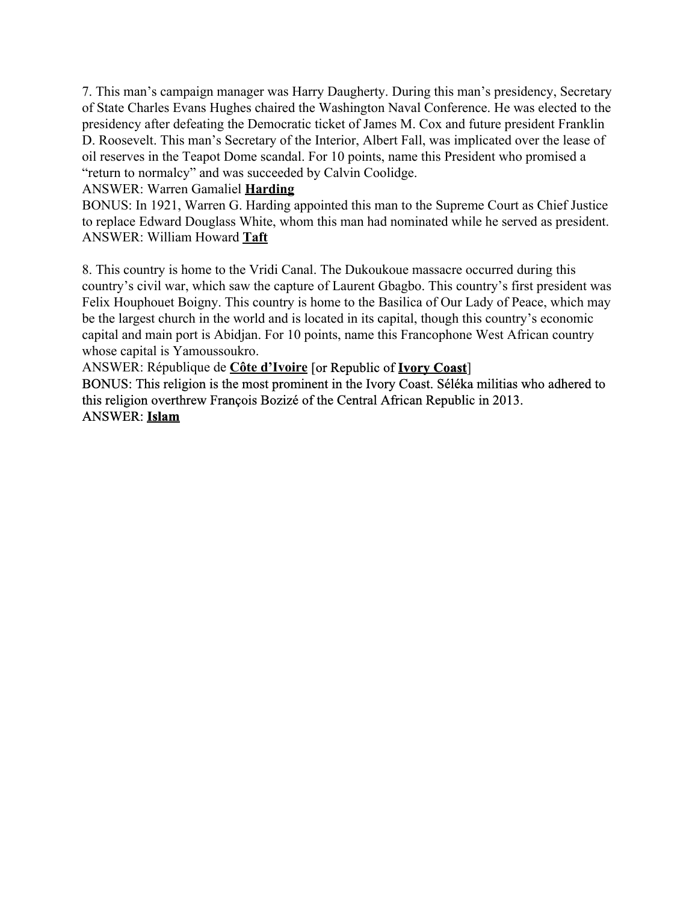7. This man’s campaign manager was Harry Daugherty. During this man’s presidency, Secretary of State Charles Evans Hughes chaired the Washington Naval Conference. He was elected to the presidency after defeating the Democratic ticket of James M. Cox and future president Franklin D. Roosevelt. This man’s Secretary of the Interior, Albert Fall, was implicated over the lease of oil reserves in the Teapot Dome scandal. For 10 points, name this President who promised a “return to normalcy” and was succeeded by Calvin Coolidge.
ANSWER: Warren Gamaliel **Harding**
BONUS: In 1921, Warren G. Harding appointed this man to the Supreme Court as Chief Justice to replace Edward Douglass White, whom this man had nominated while he served as president.
ANSWER: William Howard **Taft**

8. This country is home to the Vridi Canal. The Dukoukoue massacre occurred during this country’s civil war, which saw the capture of Laurent Gbagbo. This country’s first president was Felix Houphouet Boigny. This country is home to the Basilica of Our Lady of Peace, which may be the largest church in the world and is located in its capital, though this country’s economic capital and main port is Abidjan. For 10 points, name this Francophone West African country whose capital is Yamoussoukro.
ANSWER: République de **Côte d’Ivoire** [or Republic of **Ivory Coast**]
BONUS: This religion is the most prominent in the Ivory Coast. Séléka militias who adhered to this religion overthrew François Bozizé of the Central African Republic in 2013.
ANSWER: **Islam**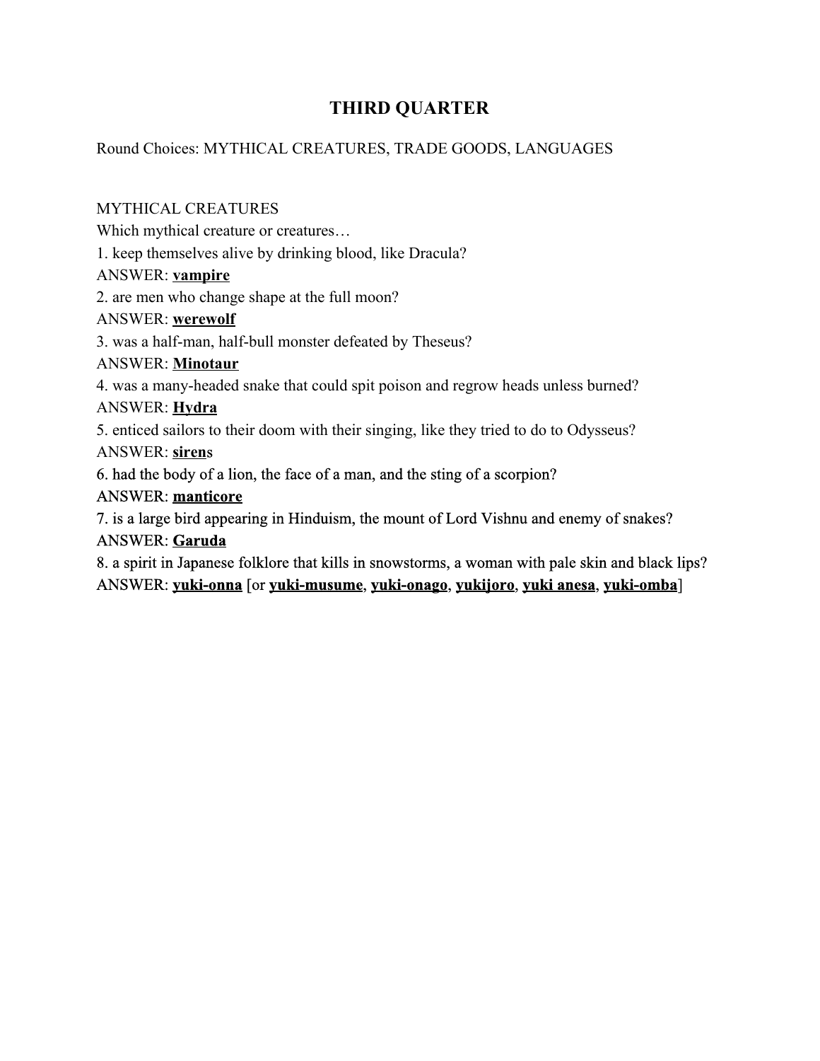## THIRD QUARTER

Round Choices: MYTHICAL CREATURES, TRADE GOODS, LANGUAGES

MYTHICAL CREATURES

Which mythical creature or creatures…

1. keep themselves alive by drinking blood, like Dracula?

ANSWER: **vampire**

2. are men who change shape at the full moon?

ANSWER: **werewolf**

3. was a half-man, half-bull monster defeated by Theseus?

ANSWER: **Minotaur**

4. was a many-headed snake that could spit poison and regrow heads unless burned?

ANSWER: **Hydra**

5. enticed sailors to their doom with their singing, like they tried to do to Odysseus?

ANSWER: **siren**s

6. had the body of a lion, the face of a man, and the sting of a scorpion?

ANSWER: **manticore**

7. is a large bird appearing in Hinduism, the mount of Lord Vishnu and enemy of snakes?

ANSWER: **Garuda**

8. a spirit in Japanese folklore that kills in snowstorms, a woman with pale skin and black lips?

ANSWER: **yuki-onna** [or **yuki-musume**, **yuki-onago**, **yukijoro**, **yuki anesa**, **yuki-omba**]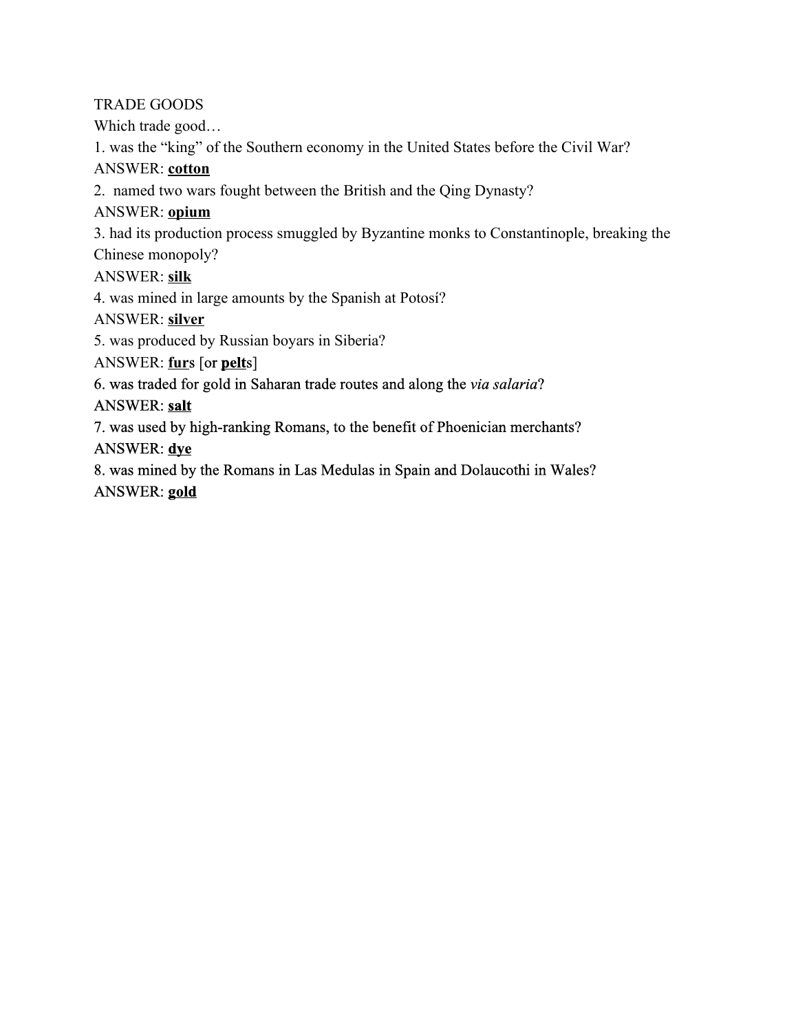TRADE GOODS

Which trade good…

1. was the “king” of the Southern economy in the United States before the Civil War?

ANSWER: **<u>cotton</u>**

2. named two wars fought between the British and the Qing Dynasty?

ANSWER: **<u>opium</u>**

3. had its production process smuggled by Byzantine monks to Constantinople, breaking the Chinese monopoly?

ANSWER: **<u>silk</u>**

4. was mined in large amounts by the Spanish at Potosí?

ANSWER: **<u>silver</u>**

5. was produced by Russian boyars in Siberia?

ANSWER: **<u>fur</u>**s [or **<u>pelt</u>**s]

6. was traded for gold in Saharan trade routes and along the *via salaria*?

ANSWER: **<u>salt</u>**

7. was used by high-ranking Romans, to the benefit of Phoenician merchants?

ANSWER: **<u>dye</u>**

8. was mined by the Romans in Las Medulas in Spain and Dolaucothi in Wales?

ANSWER: **<u>gold</u>**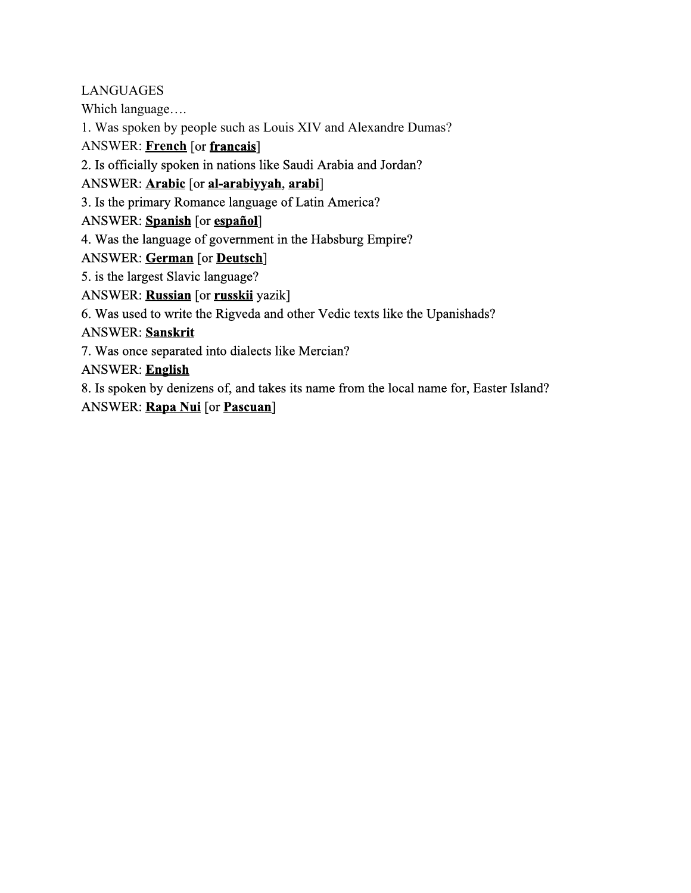LANGUAGES

Which language….

1. Was spoken by people such as Louis XIV and Alexandre Dumas?

ANSWER: **French** [or **francais**]

2. Is officially spoken in nations like Saudi Arabia and Jordan?

ANSWER: **Arabic** [or **al-arabiyyah**, **arabi**]

3. Is the primary Romance language of Latin America?

ANSWER: **Spanish** [or **español**]

4. Was the language of government in the Habsburg Empire?

ANSWER: **German** [or **Deutsch**]

5. is the largest Slavic language?

ANSWER: **Russian** [or **russkii** yazik]

6. Was used to write the Rigveda and other Vedic texts like the Upanishads?

ANSWER: **Sanskrit**

7. Was once separated into dialects like Mercian?

ANSWER: **English**

8. Is spoken by denizens of, and takes its name from the local name for, Easter Island?

ANSWER: **Rapa Nui** [or **Pascuan**]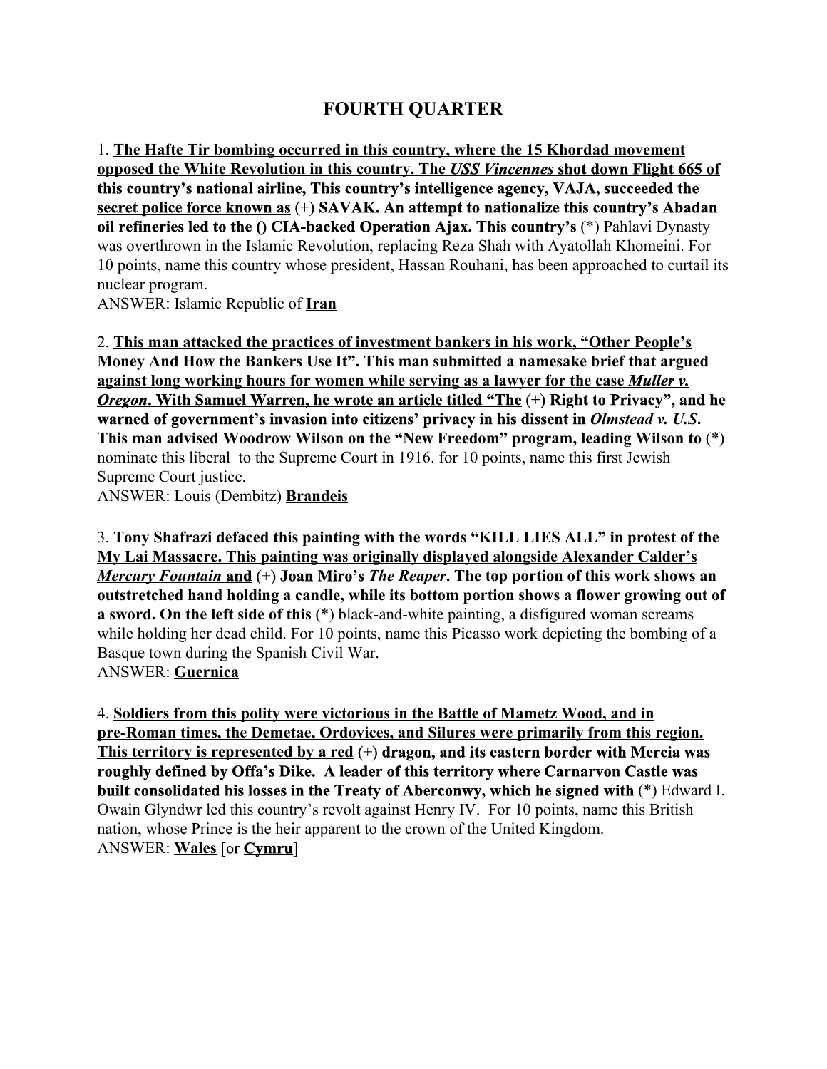# FOURTH QUARTER

1. **<u>The Hafte Tir bombing occurred in this country, where the 15 Khordad movement opposed the White Revolution in this country. The *USS Vincennes* shot down Flight 665 of this country's national airline, This country's intelligence agency, VAJA, succeeded the secret police force known as</u> (+) SAVAK. An attempt to nationalize this country's Abadan oil refineries led to the () CIA-backed Operation Ajax. This country's** (*) Pahlavi Dynasty was overthrown in the Islamic Revolution, replacing Reza Shah with Ayatollah Khomeini. For 10 points, name this country whose president, Hassan Rouhani, has been approached to curtail its nuclear program.
ANSWER: Islamic Republic of **<u>Iran</u>**

2. **<u>This man attacked the practices of investment bankers in his work, "Other People's Money And How the Bankers Use It". This man submitted a namesake brief that argued against long working hours for women while serving as a lawyer for the case *Muller v. Oregon*. With Samuel Warren, he wrote an article titled "The</u> (+) Right to Privacy", and he warned of government's invasion into citizens' privacy in his dissent in *Olmstead v. U.S*. This man advised Woodrow Wilson on the "New Freedom" program, leading Wilson to** (*) nominate this liberal to the Supreme Court in 1916. for 10 points, name this first Jewish Supreme Court justice.
ANSWER: Louis (Dembitz) **<u>Brandeis</u>**

3. **<u>Tony Shafrazi defaced this painting with the words "KILL LIES ALL" in protest of the My Lai Massacre. This painting was originally displayed alongside Alexander Calder's *Mercury Fountain* and</u> (+) Joan Miro's *The Reaper*. The top portion of this work shows an outstretched hand holding a candle, while its bottom portion shows a flower growing out of a sword. On the left side of this** (*) black-and-white painting, a disfigured woman screams while holding her dead child. For 10 points, name this Picasso work depicting the bombing of a Basque town during the Spanish Civil War.
ANSWER: **<u>Guernica</u>**

4. **<u>Soldiers from this polity were victorious in the Battle of Mametz Wood, and in pre-Roman times, the Demetae, Ordovices, and Silures were primarily from this region. This territory is represented by a red</u> (+) dragon, and its eastern border with Mercia was roughly defined by Offa's Dike. A leader of this territory where Carnarvon Castle was built consolidated his losses in the Treaty of Aberconwy, which he signed with** (*) Edward I. Owain Glyndwr led this country's revolt against Henry IV. For 10 points, name this British nation, whose Prince is the heir apparent to the crown of the United Kingdom.
ANSWER: **<u>Wales</u>** [or **<u>Cymru</u>**]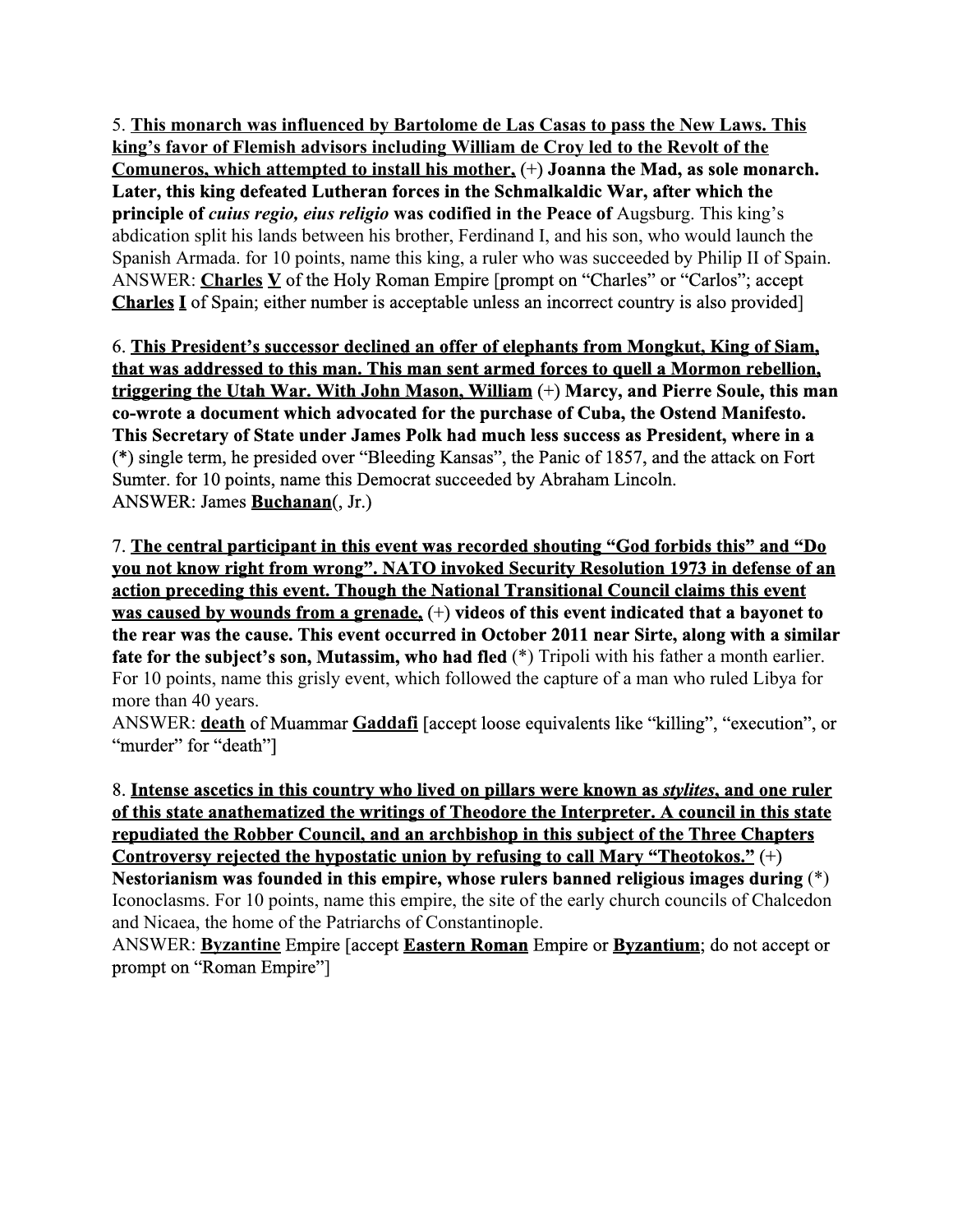5. **<u>This monarch was influenced by Bartolome de Las Casas to pass the New Laws. This king's favor of Flemish advisors including William de Croy led to the Revolt of the Comuneros, which attempted to install his mother,</u>** (+) **Joanna the Mad, as sole monarch. Later, this king defeated Lutheran forces in the Schmalkaldic War, after which the principle of *cuius regio, eius religio* was codified in the Peace of** Augsburg. This king's abdication split his lands between his brother, Ferdinand I, and his son, who would launch the Spanish Armada. for 10 points, name this king, a ruler who was succeeded by Philip II of Spain.
ANSWER: **<u>Charles</u>** **<u>V</u>** of the Holy Roman Empire [prompt on "Charles" or "Carlos"; accept **<u>Charles</u>** **<u>I</u>** of Spain; either number is acceptable unless an incorrect country is also provided]

6. **<u>This President's successor declined an offer of elephants from Mongkut, King of Siam, that was addressed to this man. This man sent armed forces to quell a Mormon rebellion, triggering the Utah War. With John Mason, William</u>** (+) **Marcy, and Pierre Soule, this man co-wrote a document which advocated for the purchase of Cuba, the Ostend Manifesto. This Secretary of State under James Polk had much less success as President, where in a** (*) single term, he presided over "Bleeding Kansas", the Panic of 1857, and the attack on Fort Sumter. for 10 points, name this Democrat succeeded by Abraham Lincoln.
ANSWER: James **<u>Buchanan</u>**(, Jr.)

7. **<u>The central participant in this event was recorded shouting "God forbids this" and "Do you not know right from wrong". NATO invoked Security Resolution 1973 in defense of an action preceding this event. Though the National Transitional Council claims this event was caused by wounds from a grenade,</u>** (+) **videos of this event indicated that a bayonet to the rear was the cause. This event occurred in October 2011 near Sirte, along with a similar fate for the subject's son, Mutassim, who had fled** (*) Tripoli with his father a month earlier. For 10 points, name this grisly event, which followed the capture of a man who ruled Libya for more than 40 years.
ANSWER: **<u>death</u>** of Muammar **<u>Gaddafi</u>** [accept loose equivalents like "killing", "execution", or "murder" for "death"]

8. **<u>Intense ascetics in this country who lived on pillars were known as *stylites*, and one ruler of this state anathematized the writings of Theodore the Interpreter. A council in this state repudiated the Robber Council, and an archbishop in this subject of the Three Chapters Controversy rejected the hypostatic union by refusing to call Mary "Theotokos."</u>** (+) **Nestorianism was founded in this empire, whose rulers banned religious images during** (*) Iconoclasms. For 10 points, name this empire, the site of the early church councils of Chalcedon and Nicaea, the home of the Patriarchs of Constantinople.
ANSWER: **<u>Byzantine</u>** Empire [accept **<u>Eastern Roman</u>** Empire or **<u>Byzantium</u>**; do not accept or prompt on "Roman Empire"]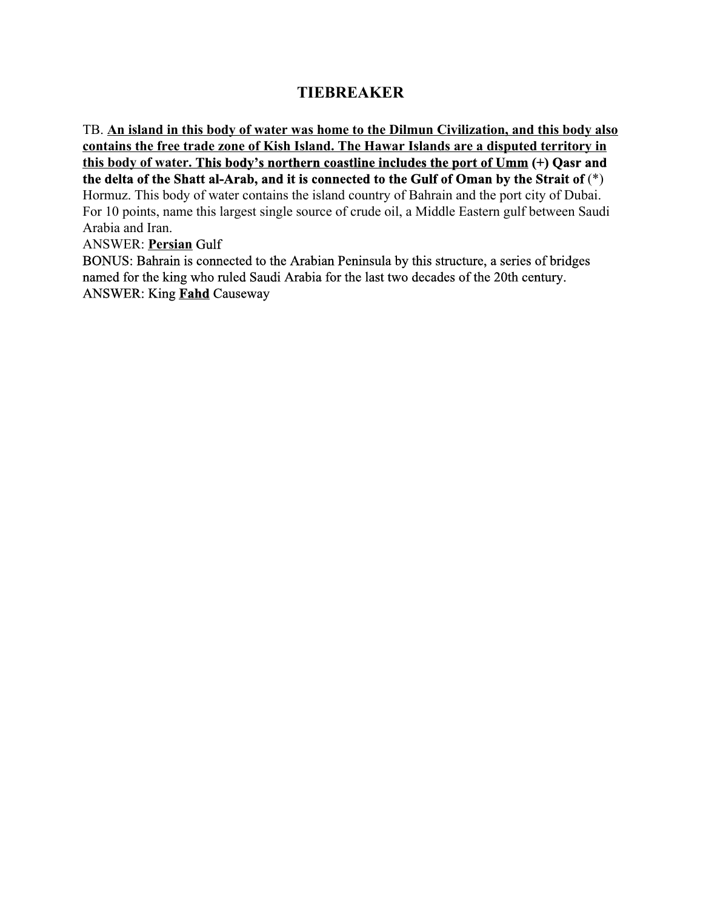# TIEBREAKER

TB. **<u>An island in this body of water was home to the Dilmun Civilization, and this body also contains the free trade zone of Kish Island. The Hawar Islands are a disputed territory in this body of water. This body's northern coastline includes the port of Umm</u> (+) Qasr and the delta of the Shatt al-Arab, and it is connected to the Gulf of Oman by the Strait of** (*) Hormuz. This body of water contains the island country of Bahrain and the port city of Dubai. For 10 points, name this largest single source of crude oil, a Middle Eastern gulf between Saudi Arabia and Iran.

ANSWER: **<u>Persian</u>** Gulf

BONUS: Bahrain is connected to the Arabian Peninsula by this structure, a series of bridges named for the king who ruled Saudi Arabia for the last two decades of the 20th century.

ANSWER: King **<u>Fahd</u>** Causeway